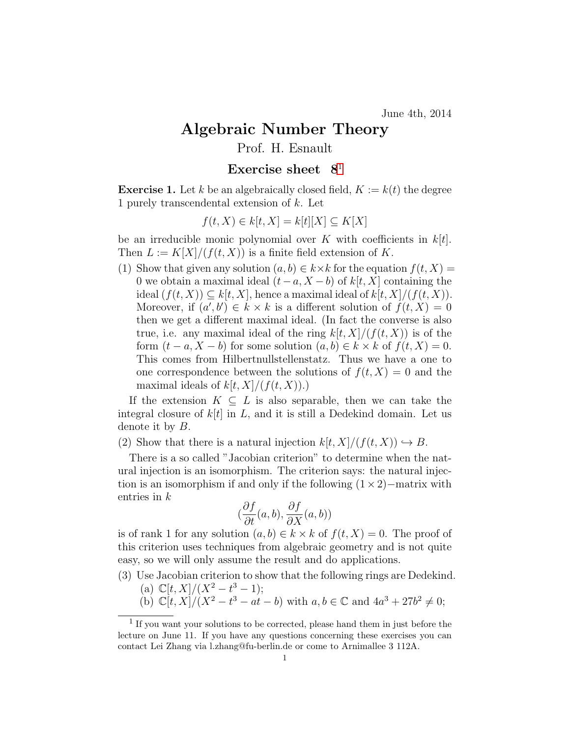June 4th, 2014

# Algebraic Number Theory

Prof. H. Esnault

## Exercise sheet 8[1]

**Exercise 1.** Let $k$ be an algebraically closed field, $K := k(t)$ the degree 1 purely transcendental extension of $k$. Let

$$f(t, X) \in k[t, X] = k[t][X] \subseteq K[X]$$

be an irreducible monic polynomial over $K$ with coefficients in $k[t]$. Then $L := K[X]/(f(t, X))$ is a finite field extension of $K$.

(1) Show that given any solution $(a, b) \in k \times k$ for the equation $f(t, X) = 0$ we obtain a maximal ideal $(t - a, X - b)$ of $k[t, X]$ containing the ideal $(f(t, X)) \subseteq k[t, X]$, hence a maximal ideal of $k[t, X]/(f(t, X))$. Moreover, if $(a', b') \in k \times k$ is a different solution of $f(t, X) = 0$ then we get a different maximal ideal. (In fact the converse is also true, i.e. any maximal ideal of the ring $k[t, X]/(f(t, X))$ is of the form $(t - a, X - b)$ for some solution $(a, b) \in k \times k$ of $f(t, X) = 0$. This comes from Hilbertnullstellenstatz. Thus we have a one to one correspondence between the solutions of $f(t, X) = 0$ and the maximal ideals of $k[t, X]/(f(t, X))$.)

If the extension $K \subseteq L$ is also separable, then we can take the integral closure of $k[t]$ in $L$, and it is still a Dedekind domain. Let us denote it by $B$.

(2) Show that there is a natural injection $k[t, X]/(f(t, X)) \hookrightarrow B$.

There is a so called "Jacobian criterion" to determine when the natural injection is an isomorphism. The criterion says: the natural injection is an isomorphism if and only if the following $(1 \times 2)-$matrix with entries in $k$

$$\left(\frac{\partial f}{\partial t}(a, b), \frac{\partial f}{\partial X}(a, b)\right)$$

is of rank 1 for any solution $(a, b) \in k \times k$ of $f(t, X) = 0$. The proof of this criterion uses techniques from algebraic geometry and is not quite easy, so we will only assume the result and do applications.

(3) Use Jacobian criterion to show that the following rings are Dedekind.
   (a) $\mathbb{C}[t, X]/(X^2 - t^3 - 1)$;
   (b) $\mathbb{C}[t, X]/(X^2 - t^3 - at - b)$ with $a, b \in \mathbb{C}$ and $4a^3 + 27b^2 \neq 0$;

[1] If you want your solutions to be corrected, please hand them in just before the lecture on June 11. If you have any questions concerning these exercises you can contact Lei Zhang via l.zhang@fu-berlin.de or come to Arnimallee 3 112A.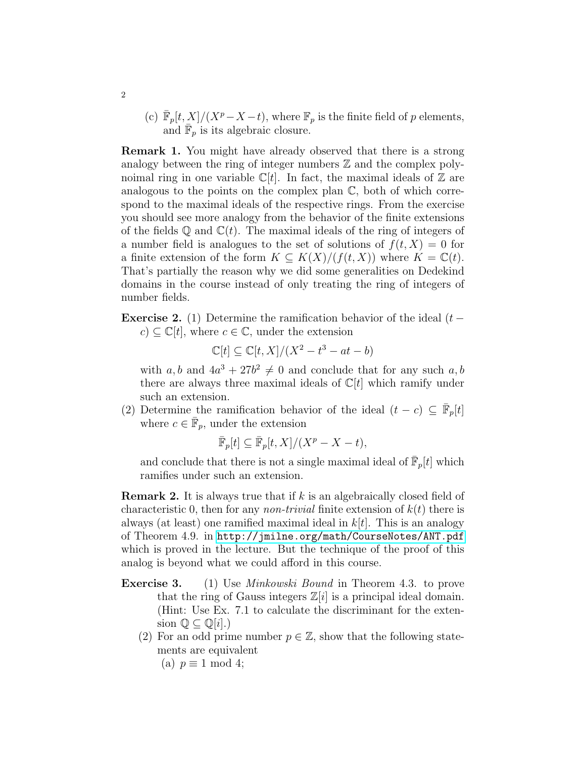(c) $\bar{\mathbb{F}}_p[t, X]/(X^p - X - t)$, where $\mathbb{F}_p$ is the finite field of $p$ elements, and $\bar{\mathbb{F}}_p$ is its algebraic closure.

**Remark 1.** You might have already observed that there is a strong analogy between the ring of integer numbers $\mathbb{Z}$ and the complex polynoimal ring in one variable $\mathbb{C}[t]$. In fact, the maximal ideals of $\mathbb{Z}$ are analogous to the points on the complex plan $\mathbb{C}$, both of which correspond to the maximal ideals of the respective rings. From the exercise you should see more analogy from the behavior of the finite extensions of the fields $\mathbb{Q}$ and $\mathbb{C}(t)$. The maximal ideals of the ring of integers of a number field is analogues to the set of solutions of $f(t, X) = 0$ for a finite extension of the form $K \subseteq K(X)/(f(t, X))$ where $K = \mathbb{C}(t)$. That's partially the reason why we did some generalities on Dedekind domains in the course instead of only treating the ring of integers of number fields.

**Exercise 2.** (1) Determine the ramification behavior of the ideal $(t - c) \subseteq \mathbb{C}[t]$, where $c \in \mathbb{C}$, under the extension

$$\mathbb{C}[t] \subseteq \mathbb{C}[t, X]/(X^2 - t^3 - at - b)$$

with $a, b$ and $4a^3 + 27b^2 \neq 0$ and conclude that for any such $a, b$ there are always three maximal ideals of $\mathbb{C}[t]$ which ramify under such an extension.

(2) Determine the ramification behavior of the ideal $(t - c) \subseteq \bar{\mathbb{F}}_p[t]$ where $c \in \bar{\mathbb{F}}_p$, under the extension

$$\bar{\mathbb{F}}_p[t] \subseteq \bar{\mathbb{F}}_p[t, X]/(X^p - X - t),$$

and conclude that there is not a single maximal ideal of $\bar{\mathbb{F}}_p[t]$ which ramifies under such an extension.

**Remark 2.** It is always true that if $k$ is an algebraically closed field of characteristic 0, then for any *non-trivial* finite extension of $k(t)$ there is always (at least) one ramified maximal ideal in $k[t]$. This is an analogy of Theorem 4.9. in http://jmilne.org/math/CourseNotes/ANT.pdf which is proved in the lecture. But the technique of the proof of this analog is beyond what we could afford in this course.

**Exercise 3.** (1) Use *Minkowski Bound* in Theorem 4.3. to prove that the ring of Gauss integers $\mathbb{Z}[i]$ is a principal ideal domain. (Hint: Use Ex. 7.1 to calculate the discriminant for the extension $\mathbb{Q} \subseteq \mathbb{Q}[i]$.)

(2) For an odd prime number $p \in \mathbb{Z}$, show that the following statements are equivalent

(a) $p \equiv 1 \bmod 4$;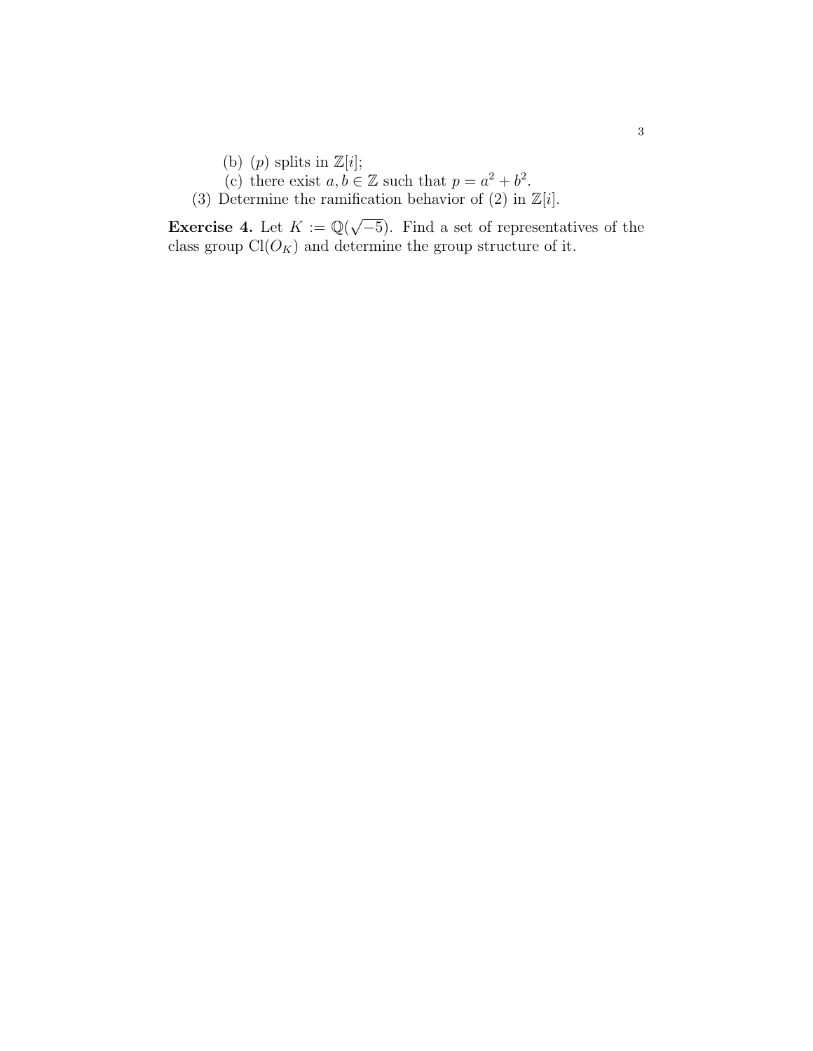(b) $(p)$ splits in $\mathbb{Z}[i]$;

(c) there exist $a, b \in \mathbb{Z}$ such that $p = a^2 + b^2$.

(3) Determine the ramification behavior of $(2)$ in $\mathbb{Z}[i]$.

**Exercise 4.** Let $K := \mathbb{Q}(\sqrt{-5})$. Find a set of representatives of the class group $\mathrm{Cl}(O_K)$ and determine the group structure of it.